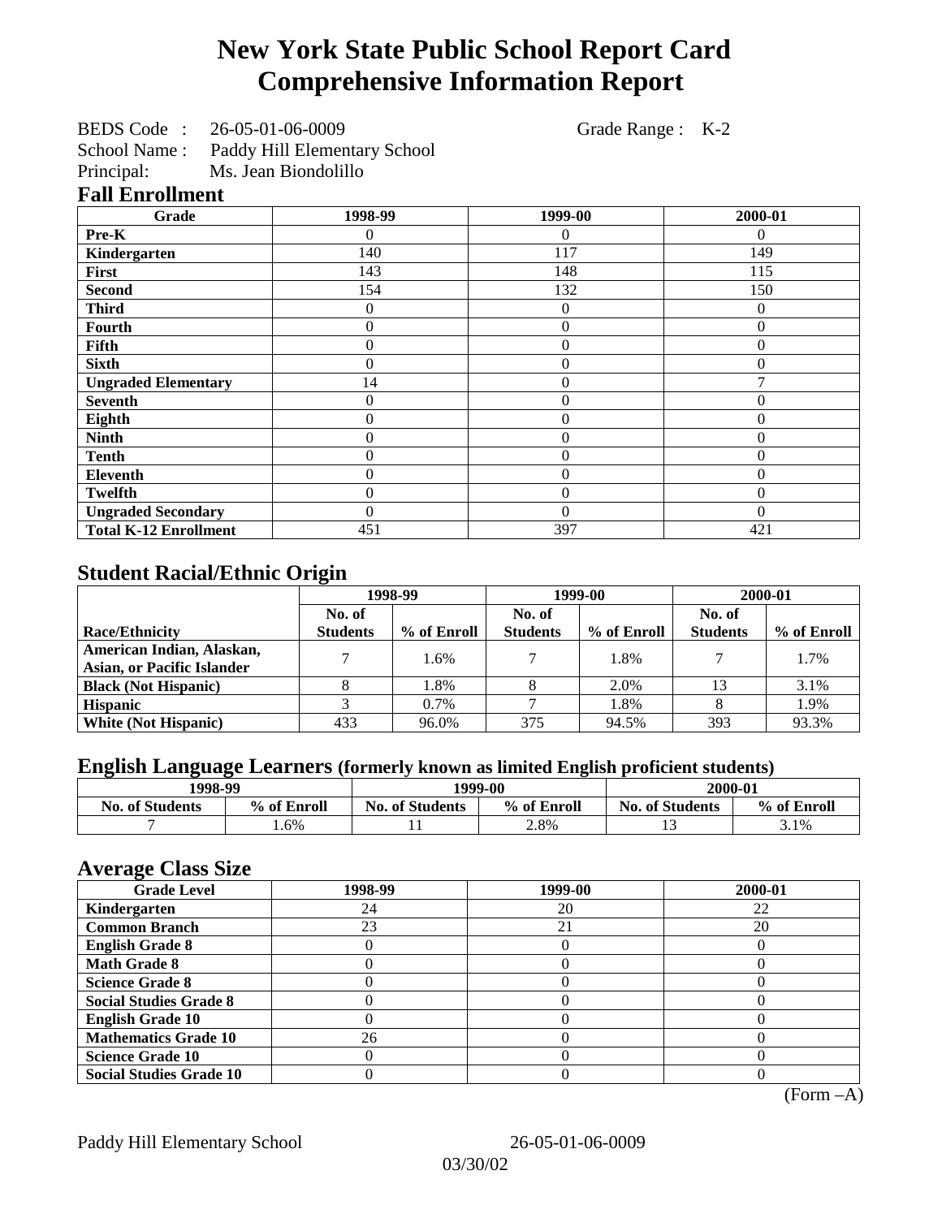# New York State Public School Report Card
# Comprehensive Information Report

BEDS Code : 26-05-01-06-0009 Grade Range : K-2
School Name : Paddy Hill Elementary School
Principal: Ms. Jean Biondolillo

## Fall Enrollment

| Grade | 1998-99 | 1999-00 | 2000-01 |
|---|---|---|---|
| Pre-K | 0 | 0 | 0 |
| Kindergarten | 140 | 117 | 149 |
| First | 143 | 148 | 115 |
| Second | 154 | 132 | 150 |
| Third | 0 | 0 | 0 |
| Fourth | 0 | 0 | 0 |
| Fifth | 0 | 0 | 0 |
| Sixth | 0 | 0 | 0 |
| Ungraded Elementary | 14 | 0 | 7 |
| Seventh | 0 | 0 | 0 |
| Eighth | 0 | 0 | 0 |
| Ninth | 0 | 0 | 0 |
| Tenth | 0 | 0 | 0 |
| Eleventh | 0 | 0 | 0 |
| Twelfth | 0 | 0 | 0 |
| Ungraded Secondary | 0 | 0 | 0 |
| Total K-12 Enrollment | 451 | 397 | 421 |

## Student Racial/Ethnic Origin

| | 1998-99 | | 1999-00 | | 2000-01 | |
|---|---|---|---|---|---|---|
| Race/Ethnicity | No. of Students | % of Enroll | No. of Students | % of Enroll | No. of Students | % of Enroll |
| American Indian, Alaskan, Asian, or Pacific Islander | 7 | 1.6% | 7 | 1.8% | 7 | 1.7% |
| Black (Not Hispanic) | 8 | 1.8% | 8 | 2.0% | 13 | 3.1% |
| Hispanic | 3 | 0.7% | 7 | 1.8% | 8 | 1.9% |
| White (Not Hispanic) | 433 | 96.0% | 375 | 94.5% | 393 | 93.3% |

## English Language Learners (formerly known as limited English proficient students)

| 1998-99 | | 1999-00 | | 2000-01 | |
|---|---|---|---|---|---|
| No. of Students | % of Enroll | No. of Students | % of Enroll | No. of Students | % of Enroll |
| 7 | 1.6% | 11 | 2.8% | 13 | 3.1% |

## Average Class Size

| Grade Level | 1998-99 | 1999-00 | 2000-01 |
|---|---|---|---|
| Kindergarten | 24 | 20 | 22 |
| Common Branch | 23 | 21 | 20 |
| English Grade 8 | 0 | 0 | 0 |
| Math Grade 8 | 0 | 0 | 0 |
| Science Grade 8 | 0 | 0 | 0 |
| Social Studies Grade 8 | 0 | 0 | 0 |
| English Grade 10 | 0 | 0 | 0 |
| Mathematics Grade 10 | 26 | 0 | 0 |
| Science Grade 10 | 0 | 0 | 0 |
| Social Studies Grade 10 | 0 | 0 | 0 |

(Form –A)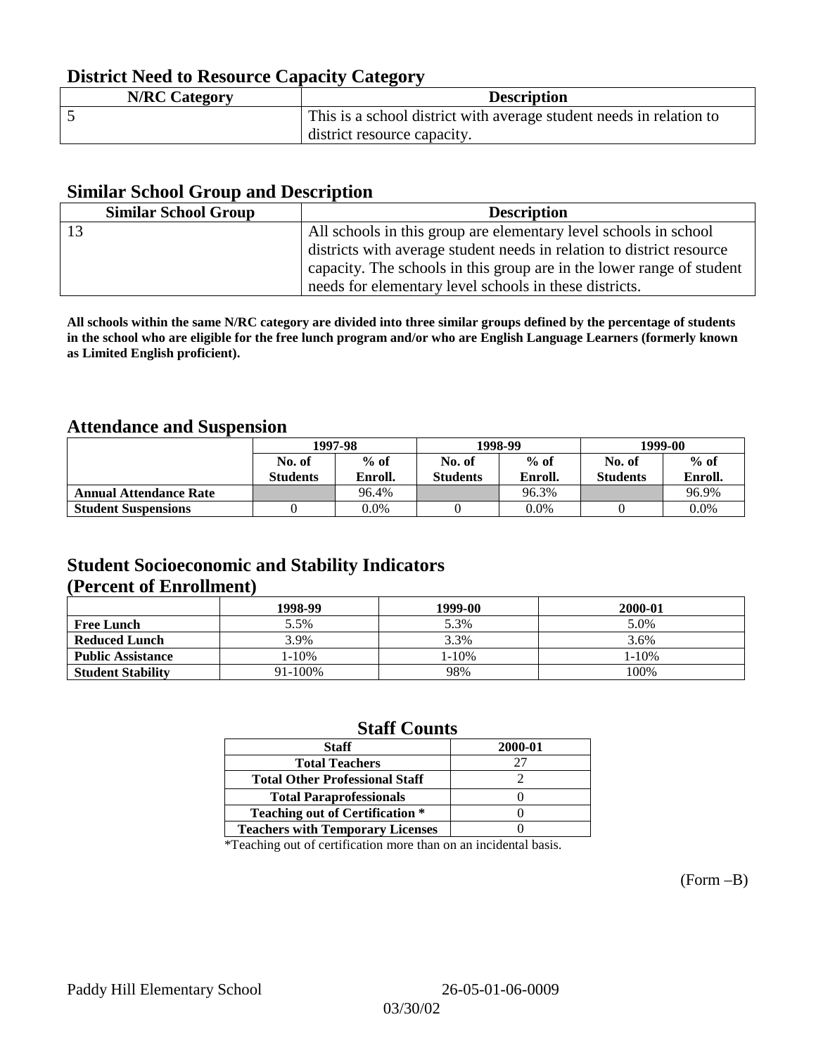## District Need to Resource Capacity Category

| N/RC Category | Description |
|---|---|
| 5 | This is a school district with average student needs in relation to district resource capacity. |

## Similar School Group and Description

| Similar School Group | Description |
|---|---|
| 13 | All schools in this group are elementary level schools in school districts with average student needs in relation to district resource capacity. The schools in this group are in the lower range of student needs for elementary level schools in these districts. |

**All schools within the same N/RC category are divided into three similar groups defined by the percentage of students in the school who are eligible for the free lunch program and/or who are English Language Learners (formerly known as Limited English proficient).**

## Attendance and Suspension

| | 1997-98 | | 1998-99 | | 1999-00 | |
|---|---|---|---|---|---|---|
| | No. of Students | % of Enroll. | No. of Students | % of Enroll. | No. of Students | % of Enroll. |
| **Annual Attendance Rate** | | 96.4% | | 96.3% | | 96.9% |
| **Student Suspensions** | 0 | 0.0% | 0 | 0.0% | 0 | 0.0% |

## Student Socioeconomic and Stability Indicators (Percent of Enrollment)

| | 1998-99 | 1999-00 | 2000-01 |
|---|---|---|---|
| **Free Lunch** | 5.5% | 5.3% | 5.0% |
| **Reduced Lunch** | 3.9% | 3.3% | 3.6% |
| **Public Assistance** | 1-10% | 1-10% | 1-10% |
| **Student Stability** | 91-100% | 98% | 100% |

## Staff Counts

| Staff | 2000-01 |
|---|---|
| Total Teachers | 27 |
| Total Other Professional Staff | 2 |
| Total Paraprofessionals | 0 |
| Teaching out of Certification * | 0 |
| Teachers with Temporary Licenses | 0 |

*Teaching out of certification more than on an incidental basis.

(Form –B)

Paddy Hill Elementary School 26-05-01-06-0009

03/30/02